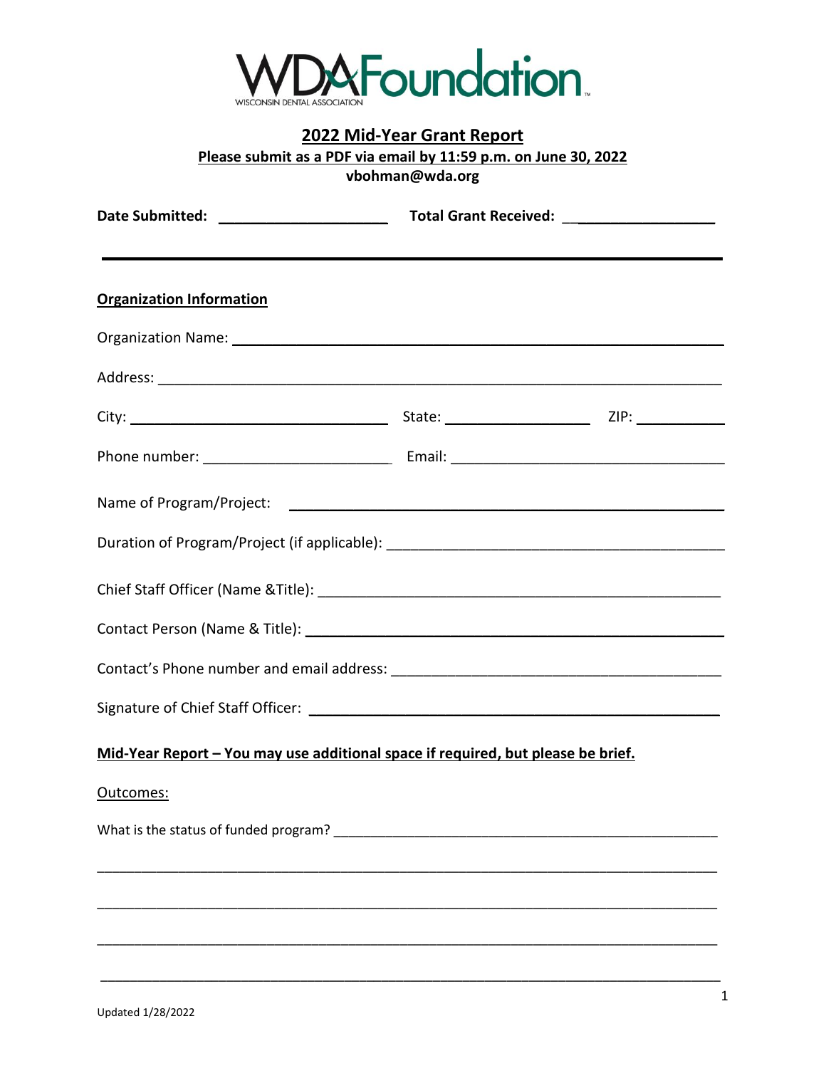# WDA Foundation

WISCONSIN DENTAL ASSOCIATION

## 2022 Mid-Year Grant Report

**Please submit as a PDF via email by 11:59 p.m. on June 30, 2022**

**vbohman@wda.org**

**Date Submitted:** ____________________ **Total Grant Received:** ____________________

---

**Organization Information**

Organization Name: ____________________________________________

Address: ____________________________________________

City: ____________________ State: ____________________ ZIP: __________

Phone number: ____________________ Email: ____________________

Name of Program/Project: ____________________________________________

Duration of Program/Project (if applicable): ____________________________________________

Chief Staff Officer (Name &Title): ____________________________________________

Contact Person (Name & Title): ____________________________________________

Contact's Phone number and email address: ____________________________________________

Signature of Chief Staff Officer: ____________________________________________

**Mid-Year Report – You may use additional space if required, but please be brief.**

Outcomes:

What is the status of funded program? ____________________________________________

____________________________________________________________________________

____________________________________________________________________________

____________________________________________________________________________

____________________________________________________________________________

Updated 1/28/2022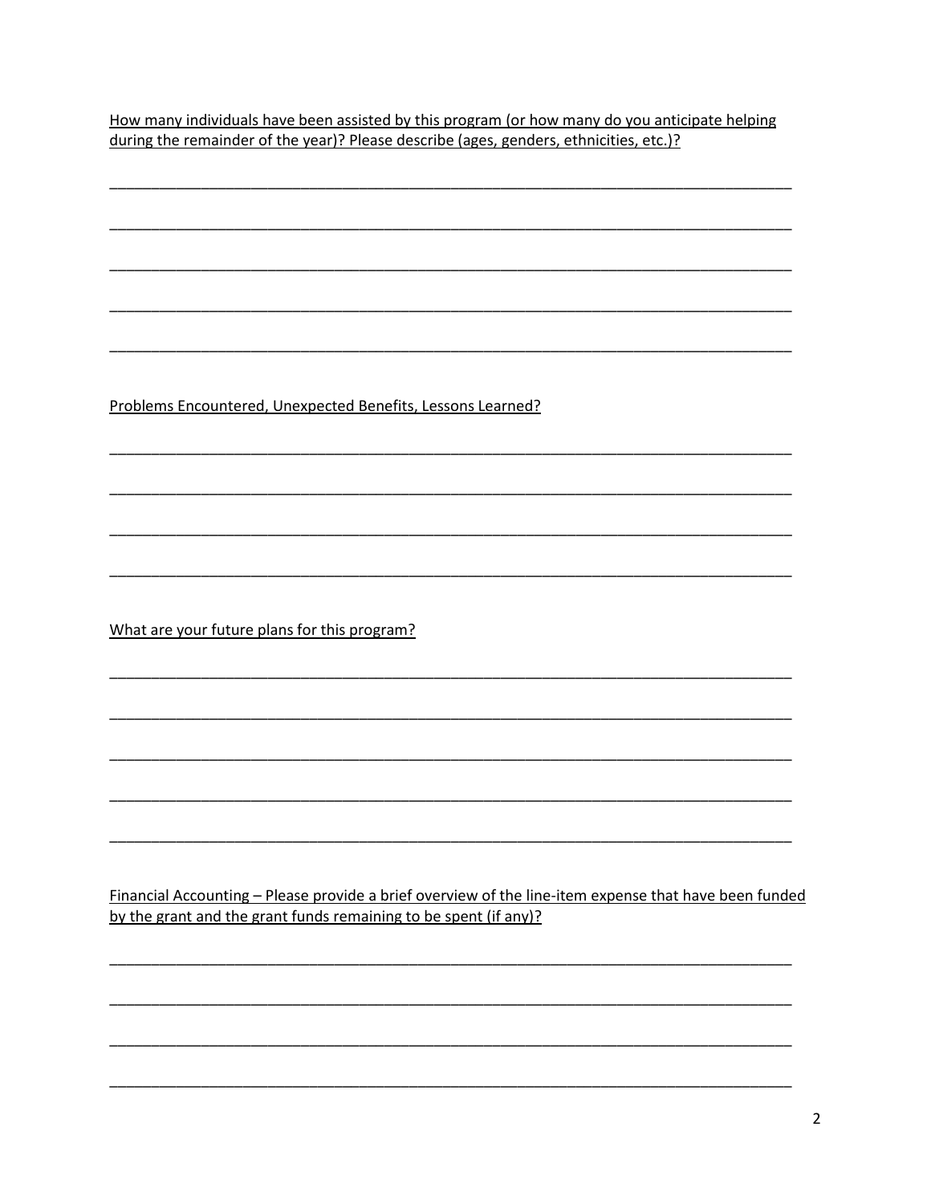How many individuals have been assisted by this program (or how many do you anticipate helping during the remainder of the year)? Please describe (ages, genders, ethnicities, etc.)?

______________________________________________________________________________

______________________________________________________________________________

______________________________________________________________________________

______________________________________________________________________________

______________________________________________________________________________

Problems Encountered, Unexpected Benefits, Lessons Learned?

______________________________________________________________________________

______________________________________________________________________________

______________________________________________________________________________

______________________________________________________________________________

What are your future plans for this program?

______________________________________________________________________________

______________________________________________________________________________

______________________________________________________________________________

______________________________________________________________________________

______________________________________________________________________________

Financial Accounting – Please provide a brief overview of the line-item expense that have been funded by the grant and the grant funds remaining to be spent (if any)?

______________________________________________________________________________

______________________________________________________________________________

______________________________________________________________________________

______________________________________________________________________________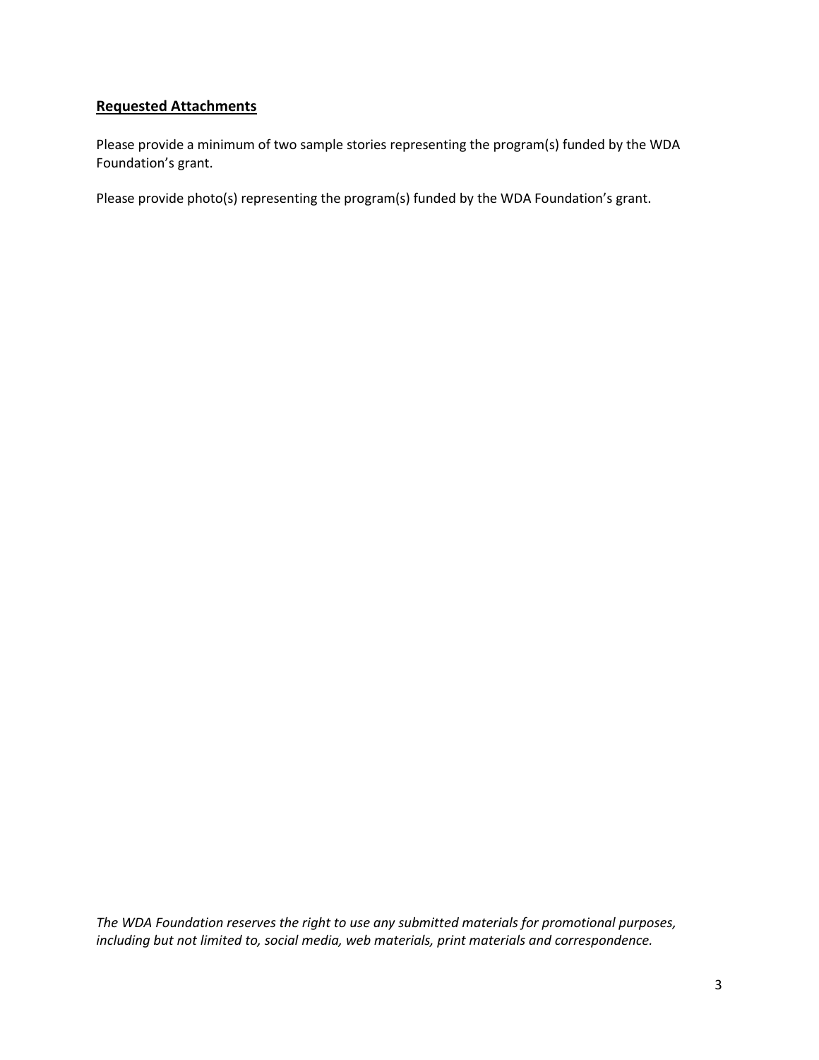## **Requested Attachments**

Please provide a minimum of two sample stories representing the program(s) funded by the WDA Foundation's grant.

Please provide photo(s) representing the program(s) funded by the WDA Foundation's grant.

*The WDA Foundation reserves the right to use any submitted materials for promotional purposes, including but not limited to, social media, web materials, print materials and correspondence.*